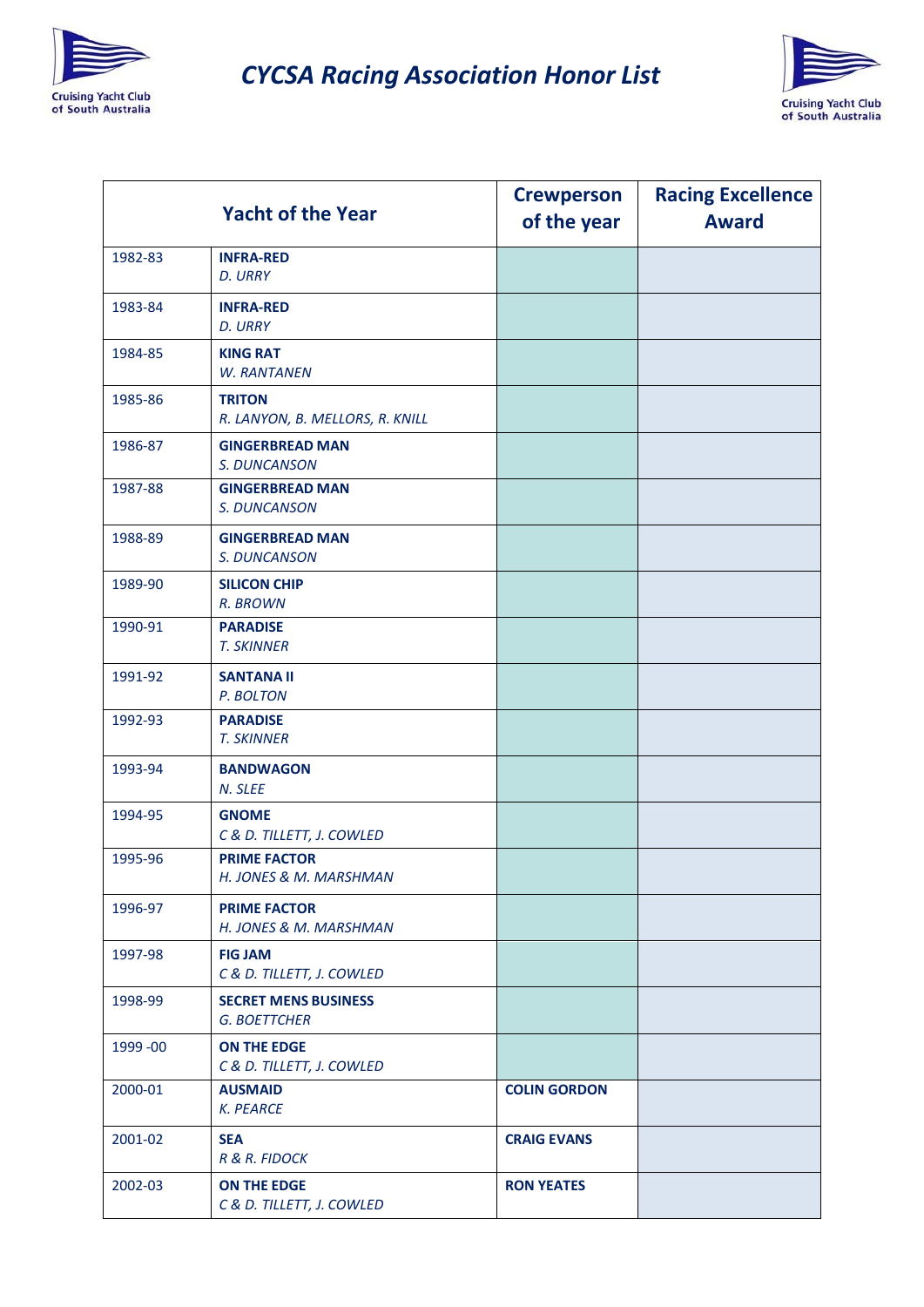# CYCSA Racing Association Honor List

| Yacht of the Year | | Crewperson of the year | Racing Excellence Award |
|---|---|---|---|
| 1982-83 | **INFRA-RED**<br>*D. URRY* | | |
| 1983-84 | **INFRA-RED**<br>*D. URRY* | | |
| 1984-85 | **KING RAT**<br>*W. RANTANEN* | | |
| 1985-86 | **TRITON**<br>*R. LANYON, B. MELLORS, R. KNILL* | | |
| 1986-87 | **GINGERBREAD MAN**<br>*S. DUNCANSON* | | |
| 1987-88 | **GINGERBREAD MAN**<br>*S. DUNCANSON* | | |
| 1988-89 | **GINGERBREAD MAN**<br>*S. DUNCANSON* | | |
| 1989-90 | **SILICON CHIP**<br>*R. BROWN* | | |
| 1990-91 | **PARADISE**<br>*T. SKINNER* | | |
| 1991-92 | **SANTANA II**<br>*P. BOLTON* | | |
| 1992-93 | **PARADISE**<br>*T. SKINNER* | | |
| 1993-94 | **BANDWAGON**<br>*N. SLEE* | | |
| 1994-95 | **GNOME**<br>*C & D. TILLETT, J. COWLED* | | |
| 1995-96 | **PRIME FACTOR**<br>*H. JONES & M. MARSHMAN* | | |
| 1996-97 | **PRIME FACTOR**<br>*H. JONES & M. MARSHMAN* | | |
| 1997-98 | **FIG JAM**<br>*C & D. TILLETT, J. COWLED* | | |
| 1998-99 | **SECRET MENS BUSINESS**<br>*G. BOETTCHER* | | |
| 1999 -00 | **ON THE EDGE**<br>*C & D. TILLETT, J. COWLED* | | |
| 2000-01 | **AUSMAID**<br>*K. PEARCE* | **COLIN GORDON** | |
| 2001-02 | **SEA**<br>*R & R. FIDOCK* | **CRAIG EVANS** | |
| 2002-03 | **ON THE EDGE**<br>*C & D. TILLETT, J. COWLED* | **RON YEATES** | |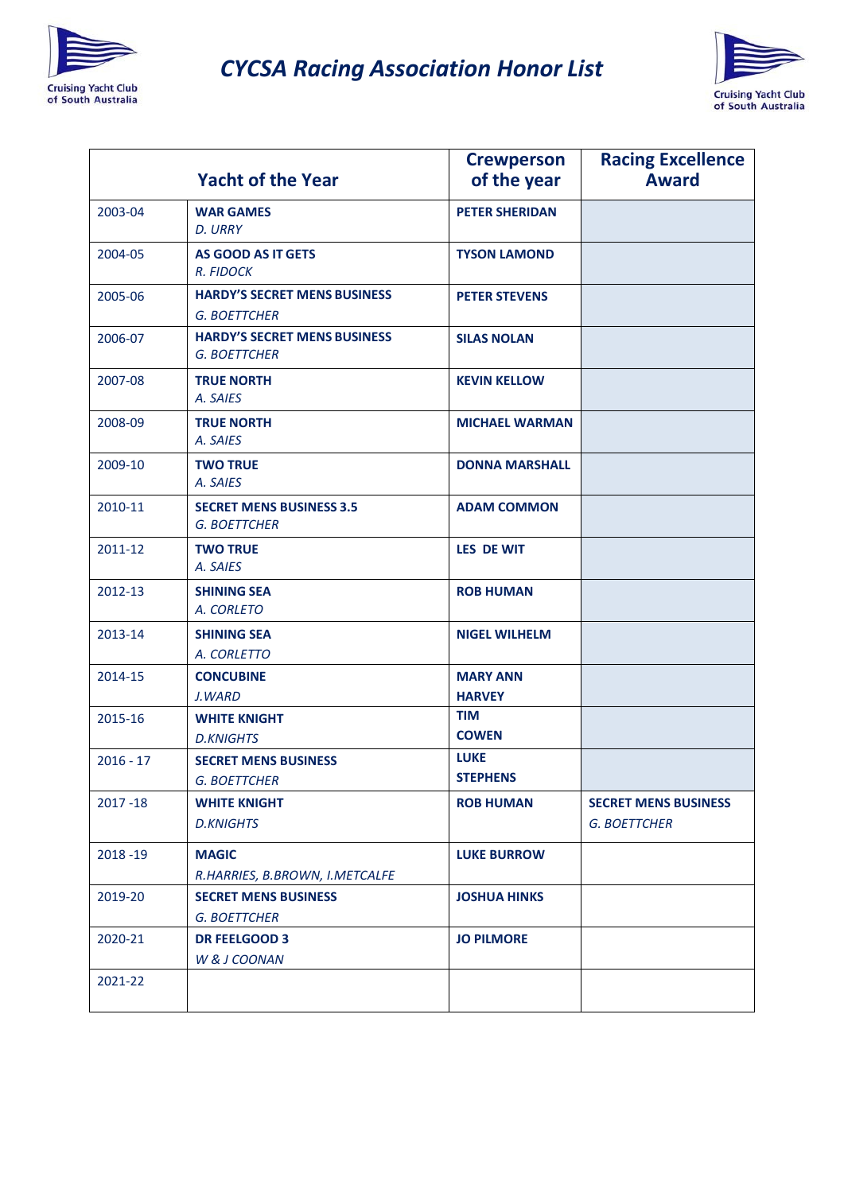# *CYCSA Racing Association Honor List*

| Yacht of the Year | | Crewperson of the year | Racing Excellence Award |
|---|---|---|---|
| 2003-04 | **WAR GAMES**<br>*D. URRY* | **PETER SHERIDAN** | |
| 2004-05 | **AS GOOD AS IT GETS**<br>*R. FIDOCK* | **TYSON LAMOND** | |
| 2005-06 | **HARDY'S SECRET MENS BUSINESS**<br>*G. BOETTCHER* | **PETER STEVENS** | |
| 2006-07 | **HARDY'S SECRET MENS BUSINESS**<br>*G. BOETTCHER* | **SILAS NOLAN** | |
| 2007-08 | **TRUE NORTH**<br>*A. SAIES* | **KEVIN KELLOW** | |
| 2008-09 | **TRUE NORTH**<br>*A. SAIES* | **MICHAEL WARMAN** | |
| 2009-10 | **TWO TRUE**<br>*A. SAIES* | **DONNA MARSHALL** | |
| 2010-11 | **SECRET MENS BUSINESS 3.5**<br>*G. BOETTCHER* | **ADAM COMMON** | |
| 2011-12 | **TWO TRUE**<br>*A. SAIES* | **LES DE WIT** | |
| 2012-13 | **SHINING SEA**<br>*A. CORLETO* | **ROB HUMAN** | |
| 2013-14 | **SHINING SEA**<br>*A. CORLETTO* | **NIGEL WILHELM** | |
| 2014-15 | **CONCUBINE**<br>*J.WARD* | **MARY ANN HARVEY** | |
| 2015-16 | **WHITE KNIGHT**<br>*D.KNIGHTS* | **TIM COWEN** | |
| 2016 - 17 | **SECRET MENS BUSINESS**<br>*G. BOETTCHER* | **LUKE STEPHENS** | |
| 2017 -18 | **WHITE KNIGHT**<br>*D.KNIGHTS* | **ROB HUMAN** | **SECRET MENS BUSINESS**<br>*G. BOETTCHER* |
| 2018 -19 | **MAGIC**<br>*R.HARRIES, B.BROWN, I.METCALFE* | **LUKE BURROW** | |
| 2019-20 | **SECRET MENS BUSINESS**<br>*G. BOETTCHER* | **JOSHUA HINKS** | |
| 2020-21 | **DR FEELGOOD 3**<br>*W & J COONAN* | **JO PILMORE** | |
| 2021-22 | | | |